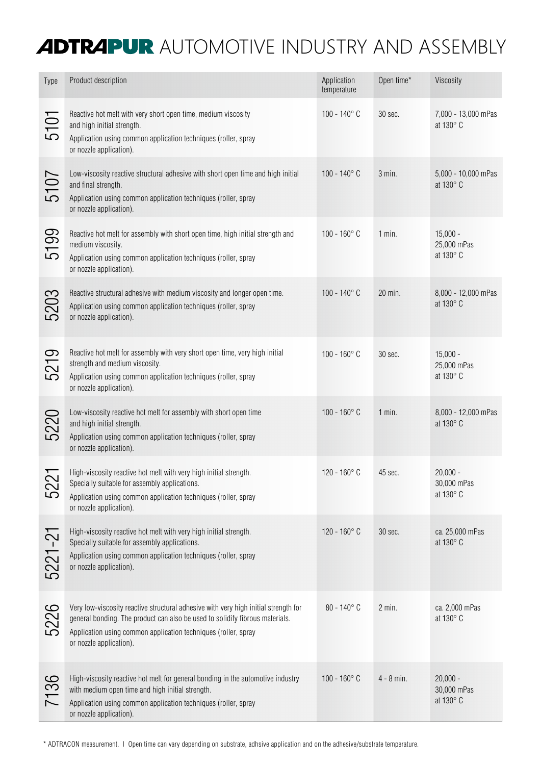# ADTRAPUR AUTOMOTIVE INDUSTRY AND ASSEMBLY

| Type | Product description | Application temperature | Open time* | Viscosity |
|---|---|---|---|---|
| 5101 | Reactive hot melt with very short open time, medium viscosity and high initial strength. Application using common application techniques (roller, spray or nozzle application). | 100 - 140° C | 30 sec. | 7,000 - 13,000 mPas at 130° C |
| 5107 | Low-viscosity reactive structural adhesive with short open time and high initial and final strength. Application using common application techniques (roller, spray or nozzle application). | 100 - 140° C | 3 min. | 5,000 - 10,000 mPas at 130° C |
| 5199 | Reactive hot melt for assembly with short open time, high initial strength and medium viscosity. Application using common application techniques (roller, spray or nozzle application). | 100 - 160° C | 1 min. | 15,000 - 25,000 mPas at 130° C |
| 5203 | Reactive structural adhesive with medium viscosity and longer open time. Application using common application techniques (roller, spray or nozzle application). | 100 - 140° C | 20 min. | 8,000 - 12,000 mPas at 130° C |
| 5219 | Reactive hot melt for assembly with very short open time, very high initial strength and medium viscosity. Application using common application techniques (roller, spray or nozzle application). | 100 - 160° C | 30 sec. | 15,000 - 25,000 mPas at 130° C |
| 5220 | Low-viscosity reactive hot melt for assembly with short open time and high initial strength. Application using common application techniques (roller, spray or nozzle application). | 100 - 160° C | 1 min. | 8,000 - 12,000 mPas at 130° C |
| 5221 | High-viscosity reactive hot melt with very high initial strength. Specially suitable for assembly applications. Application using common application techniques (roller, spray or nozzle application). | 120 - 160° C | 45 sec. | 20,000 - 30,000 mPas at 130° C |
| 5221-21 | High-viscosity reactive hot melt with very high initial strength. Specially suitable for assembly applications. Application using common application techniques (roller, spray or nozzle application). | 120 - 160° C | 30 sec. | ca. 25,000 mPas at 130° C |
| 5226 | Very low-viscosity reactive structural adhesive with very high initial strength for general bonding. The product can also be used to solidify fibrous materials. Application using common application techniques (roller, spray or nozzle application). | 80 - 140° C | 2 min. | ca. 2,000 mPas at 130° C |
| 7136 | High-viscosity reactive hot melt for general bonding in the automotive industry with medium open time and high initial strength. Application using common application techniques (roller, spray or nozzle application). | 100 - 160° C | 4 - 8 min. | 20,000 - 30,000 mPas at 130° C |

\* ADTRACON measurement. I Open time can vary depending on substrate, adhsive application and on the adhesive/substrate temperature.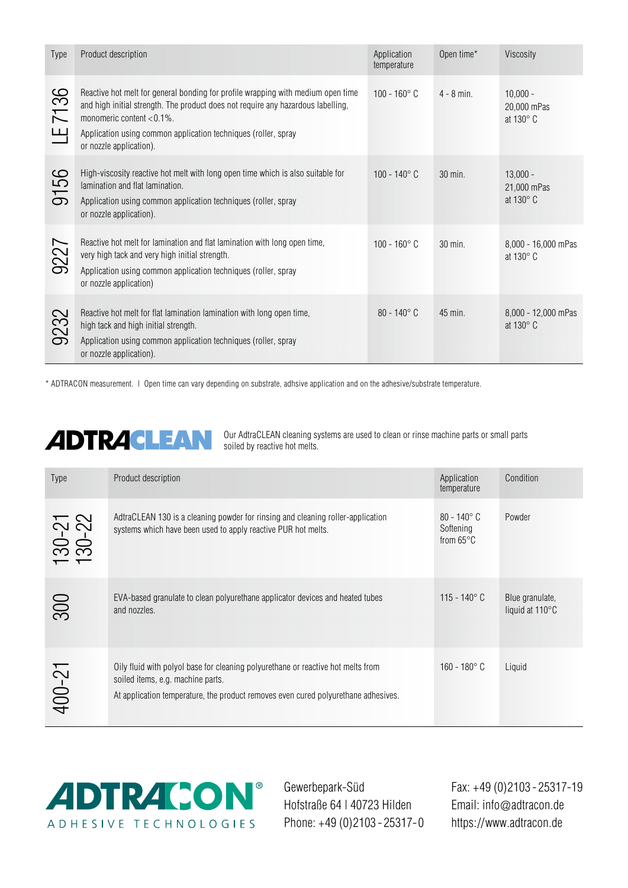| Type | Product description | Application temperature | Open time* | Viscosity |
|---|---|---|---|---|
| LE 7136 | Reactive hot melt for general bonding for profile wrapping with medium open time and high initial strength. The product does not require any hazardous labelling, monomeric content <0.1%.<br>Application using common application techniques (roller, spray or nozzle application). | 100 - 160° C | 4 - 8 min. | 10,000 - 20,000 mPas at 130° C |
| 9156 | High-viscosity reactive hot melt with long open time which is also suitable for lamination and flat lamination.<br>Application using common application techniques (roller, spray or nozzle application). | 100 - 140° C | 30 min. | 13,000 - 21,000 mPas at 130° C |
| 9227 | Reactive hot melt for lamination and flat lamination with long open time, very high tack and very high initial strength.<br>Application using common application techniques (roller, spray or nozzle application) | 100 - 160° C | 30 min. | 8,000 - 16,000 mPas at 130° C |
| 9232 | Reactive hot melt for flat lamination lamination with long open time, high tack and high initial strength.<br>Application using common application techniques (roller, spray or nozzle application). | 80 - 140° C | 45 min. | 8,000 - 12,000 mPas at 130° C |

* ADTRACON measurement. I Open time can vary depending on substrate, adhsive application and on the adhesive/substrate temperature.

## ADTRACLEAN

Our AdtraCLEAN cleaning systems are used to clean or rinse machine parts or small parts soiled by reactive hot melts.

| Type | Product description | Application temperature | Condition |
|---|---|---|---|
| 130-21<br>130-22 | AdtraCLEAN 130 is a cleaning powder for rinsing and cleaning roller-application systems which have been used to apply reactive PUR hot melts. | 80 - 140° C<br>Softening from 65°C | Powder |
| 300 | EVA-based granulate to clean polyurethane applicator devices and heated tubes and nozzles. | 115 - 140° C | Blue granulate, liquid at 110°C |
| 400-21 | Oily fluid with polyol base for cleaning polyurethane or reactive hot melts from soiled items, e.g. machine parts.<br>At application temperature, the product removes even cured polyurethane adhesives. | 160 - 180° C | Liquid |

ADTRACON®
ADHESIVE TECHNOLOGIES

Gewerbepark-Süd
Hofstraße 64 I 40723 Hilden
Phone: +49 (0)2103 - 25317 - 0

Fax: +49 (0)2103 - 25317 - 19
Email: info@adtracon.de
https://www.adtracon.de